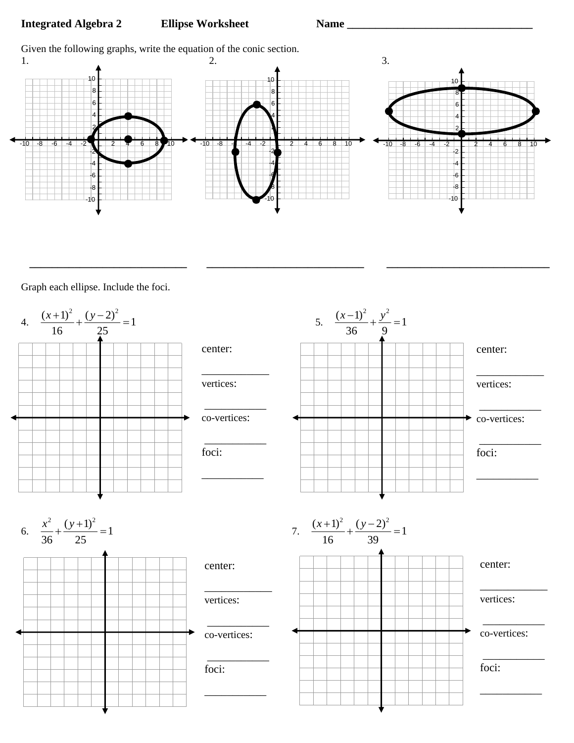**Integrated Algebra 2** **Ellipse Worksheet** **Name** ________________________________

Given the following graphs, write the equation of the conic section.

1.

2.

3.

___________________________ ___________________________ ___________________________

Graph each ellipse. Include the foci.

4. $\frac{(x+1)^2}{16}+\frac{(y-2)^2}{25}=1$

center: ____________

vertices: ___________

co-vertices: ___________

foci: ___________

5. $\frac{(x-1)^2}{36}+\frac{y^2}{9}=1$

center: ____________

vertices: ___________

co-vertices: ___________

foci: ___________

6. $\frac{x^2}{36}+\frac{(y+1)^2}{25}=1$

center: ____________

vertices: ___________

co-vertices: ___________

foci: ___________

7. $\frac{(x+1)^2}{16}+\frac{(y-2)^2}{39}=1$

center: ____________

vertices: ___________

co-vertices: ___________

foci: ___________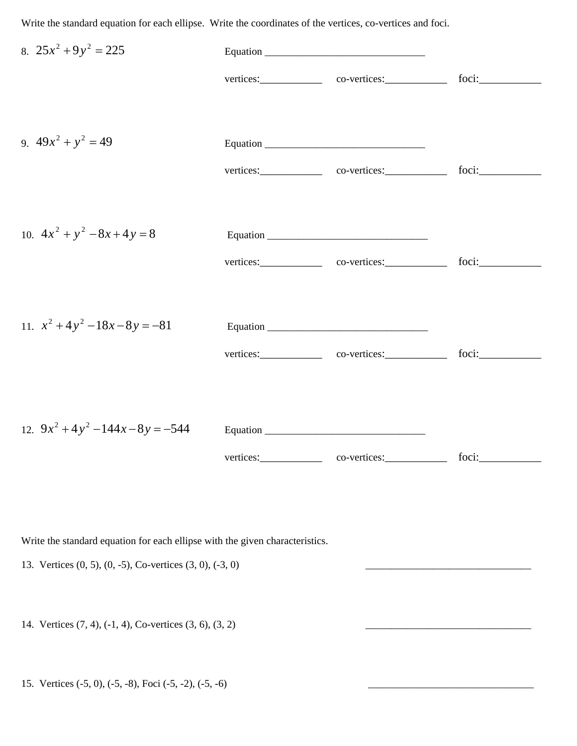Write the standard equation for each ellipse. Write the coordinates of the vertices, co-vertices and foci.

8. $25x^2 + 9y^2 = 225$

Equation ______________________________

vertices:___________ co-vertices:___________ foci:___________

9. $49x^2 + y^2 = 49$

Equation ______________________________

vertices:___________ co-vertices:___________ foci:___________

10. $4x^2 + y^2 - 8x + 4y = 8$

Equation ______________________________

vertices:___________ co-vertices:___________ foci:___________

11. $x^2 + 4y^2 - 18x - 8y = -81$

Equation ______________________________

vertices:___________ co-vertices:___________ foci:___________

12. $9x^2 + 4y^2 - 144x - 8y = -544$

Equation ______________________________

vertices:___________ co-vertices:___________ foci:___________

Write the standard equation for each ellipse with the given characteristics.

13. Vertices (0, 5), (0, -5), Co-vertices (3, 0), (-3, 0) ______________________________

14. Vertices (7, 4), (-1, 4), Co-vertices (3, 6), (3, 2) ______________________________

15. Vertices (-5, 0), (-5, -8), Foci (-5, -2), (-5, -6) ______________________________